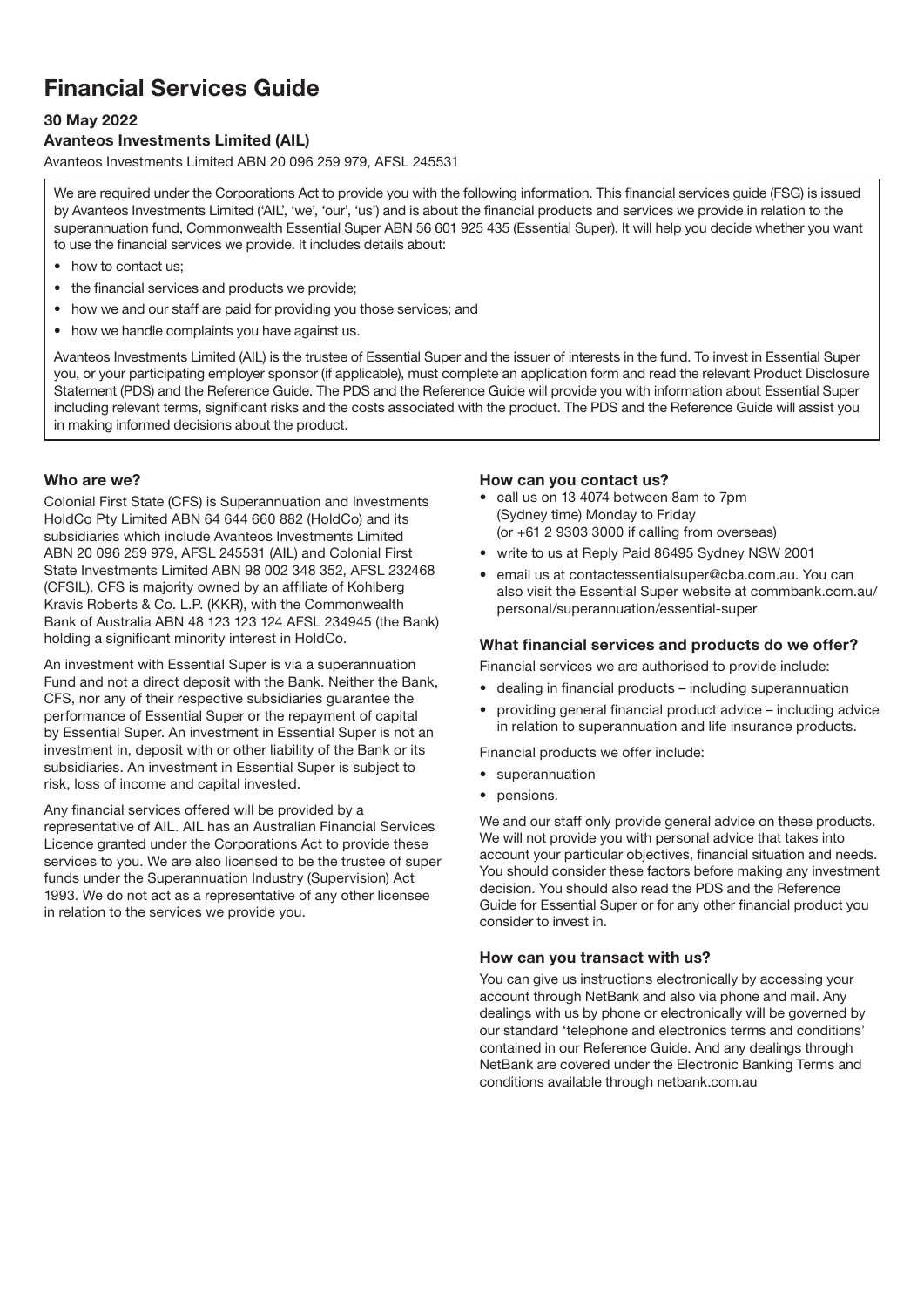# Financial Services Guide

**30 May 2022**

**Avanteos Investments Limited (AIL)**

Avanteos Investments Limited ABN 20 096 259 979, AFSL 245531

We are required under the Corporations Act to provide you with the following information. This financial services guide (FSG) is issued by Avanteos Investments Limited ('AIL', 'we', 'our', 'us') and is about the financial products and services we provide in relation to the superannuation fund, Commonwealth Essential Super ABN 56 601 925 435 (Essential Super). It will help you decide whether you want to use the financial services we provide. It includes details about:

- how to contact us;
- the financial services and products we provide;
- how we and our staff are paid for providing you those services; and
- how we handle complaints you have against us.

Avanteos Investments Limited (AIL) is the trustee of Essential Super and the issuer of interests in the fund. To invest in Essential Super you, or your participating employer sponsor (if applicable), must complete an application form and read the relevant Product Disclosure Statement (PDS) and the Reference Guide. The PDS and the Reference Guide will provide you with information about Essential Super including relevant terms, significant risks and the costs associated with the product. The PDS and the Reference Guide will assist you in making informed decisions about the product.

### Who are we?

Colonial First State (CFS) is Superannuation and Investments HoldCo Pty Limited ABN 64 644 660 882 (HoldCo) and its subsidiaries which include Avanteos Investments Limited ABN 20 096 259 979, AFSL 245531 (AIL) and Colonial First State Investments Limited ABN 98 002 348 352, AFSL 232468 (CFSIL). CFS is majority owned by an affiliate of Kohlberg Kravis Roberts & Co. L.P. (KKR), with the Commonwealth Bank of Australia ABN 48 123 123 124 AFSL 234945 (the Bank) holding a significant minority interest in HoldCo.

An investment with Essential Super is via a superannuation Fund and not a direct deposit with the Bank. Neither the Bank, CFS, nor any of their respective subsidiaries guarantee the performance of Essential Super or the repayment of capital by Essential Super. An investment in Essential Super is not an investment in, deposit with or other liability of the Bank or its subsidiaries. An investment in Essential Super is subject to risk, loss of income and capital invested.

Any financial services offered will be provided by a representative of AIL. AIL has an Australian Financial Services Licence granted under the Corporations Act to provide these services to you. We are also licensed to be the trustee of super funds under the Superannuation Industry (Supervision) Act 1993. We do not act as a representative of any other licensee in relation to the services we provide you.

### How can you contact us?

- call us on 13 4074 between 8am to 7pm (Sydney time) Monday to Friday (or +61 2 9303 3000 if calling from overseas)
- write to us at Reply Paid 86495 Sydney NSW 2001
- email us at contactessentialsuper@cba.com.au. You can also visit the Essential Super website at commbank.com.au/personal/superannuation/essential-super

### What financial services and products do we offer?

Financial services we are authorised to provide include:

- dealing in financial products – including superannuation
- providing general financial product advice – including advice in relation to superannuation and life insurance products.

Financial products we offer include:

- superannuation
- pensions.

We and our staff only provide general advice on these products. We will not provide you with personal advice that takes into account your particular objectives, financial situation and needs. You should consider these factors before making any investment decision. You should also read the PDS and the Reference Guide for Essential Super or for any other financial product you consider to invest in.

### How can you transact with us?

You can give us instructions electronically by accessing your account through NetBank and also via phone and mail. Any dealings with us by phone or electronically will be governed by our standard 'telephone and electronics terms and conditions' contained in our Reference Guide. And any dealings through NetBank are covered under the Electronic Banking Terms and conditions available through netbank.com.au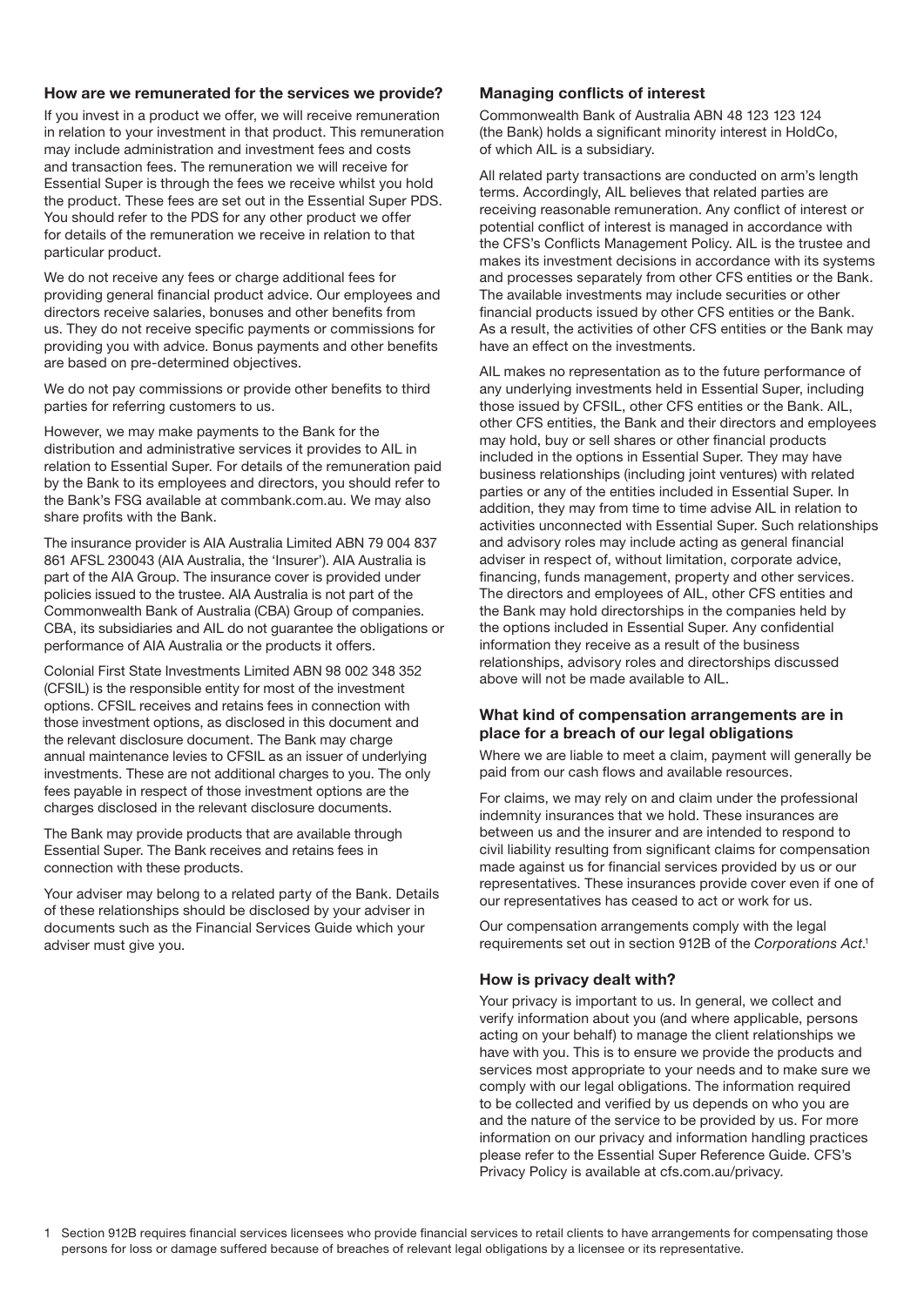### How are we remunerated for the services we provide?

If you invest in a product we offer, we will receive remuneration in relation to your investment in that product. This remuneration may include administration and investment fees and costs and transaction fees. The remuneration we will receive for Essential Super is through the fees we receive whilst you hold the product. These fees are set out in the Essential Super PDS. You should refer to the PDS for any other product we offer for details of the remuneration we receive in relation to that particular product.

We do not receive any fees or charge additional fees for providing general financial product advice. Our employees and directors receive salaries, bonuses and other benefits from us. They do not receive specific payments or commissions for providing you with advice. Bonus payments and other benefits are based on pre-determined objectives.

We do not pay commissions or provide other benefits to third parties for referring customers to us.

However, we may make payments to the Bank for the distribution and administrative services it provides to AIL in relation to Essential Super. For details of the remuneration paid by the Bank to its employees and directors, you should refer to the Bank's FSG available at commbank.com.au. We may also share profits with the Bank.

The insurance provider is AIA Australia Limited ABN 79 004 837 861 AFSL 230043 (AIA Australia, the 'Insurer'). AIA Australia is part of the AIA Group. The insurance cover is provided under policies issued to the trustee. AIA Australia is not part of the Commonwealth Bank of Australia (CBA) Group of companies. CBA, its subsidiaries and AIL do not guarantee the obligations or performance of AIA Australia or the products it offers.

Colonial First State Investments Limited ABN 98 002 348 352 (CFSIL) is the responsible entity for most of the investment options. CFSIL receives and retains fees in connection with those investment options, as disclosed in this document and the relevant disclosure document. The Bank may charge annual maintenance levies to CFSIL as an issuer of underlying investments. These are not additional charges to you. The only fees payable in respect of those investment options are the charges disclosed in the relevant disclosure documents.

The Bank may provide products that are available through Essential Super. The Bank receives and retains fees in connection with these products.

Your adviser may belong to a related party of the Bank. Details of these relationships should be disclosed by your adviser in documents such as the Financial Services Guide which your adviser must give you.

### Managing conflicts of interest

Commonwealth Bank of Australia ABN 48 123 123 124 (the Bank) holds a significant minority interest in HoldCo, of which AIL is a subsidiary.

All related party transactions are conducted on arm's length terms. Accordingly, AIL believes that related parties are receiving reasonable remuneration. Any conflict of interest or potential conflict of interest is managed in accordance with the CFS's Conflicts Management Policy. AIL is the trustee and makes its investment decisions in accordance with its systems and processes separately from other CFS entities or the Bank. The available investments may include securities or other financial products issued by other CFS entities or the Bank. As a result, the activities of other CFS entities or the Bank may have an effect on the investments.

AIL makes no representation as to the future performance of any underlying investments held in Essential Super, including those issued by CFSIL, other CFS entities or the Bank. AIL, other CFS entities, the Bank and their directors and employees may hold, buy or sell shares or other financial products included in the options in Essential Super. They may have business relationships (including joint ventures) with related parties or any of the entities included in Essential Super. In addition, they may from time to time advise AIL in relation to activities unconnected with Essential Super. Such relationships and advisory roles may include acting as general financial adviser in respect of, without limitation, corporate advice, financing, funds management, property and other services. The directors and employees of AIL, other CFS entities and the Bank may hold directorships in the companies held by the options included in Essential Super. Any confidential information they receive as a result of the business relationships, advisory roles and directorships discussed above will not be made available to AIL.

### What kind of compensation arrangements are in place for a breach of our legal obligations

Where we are liable to meet a claim, payment will generally be paid from our cash flows and available resources.

For claims, we may rely on and claim under the professional indemnity insurances that we hold. These insurances are between us and the insurer and are intended to respond to civil liability resulting from significant claims for compensation made against us for financial services provided by us or our representatives. These insurances provide cover even if one of our representatives has ceased to act or work for us.

Our compensation arrangements comply with the legal requirements set out in section 912B of the *Corporations Act*.[1]

### How is privacy dealt with?

Your privacy is important to us. In general, we collect and verify information about you (and where applicable, persons acting on your behalf) to manage the client relationships we have with you. This is to ensure we provide the products and services most appropriate to your needs and to make sure we comply with our legal obligations. The information required to be collected and verified by us depends on who you are and the nature of the service to be provided by us. For more information on our privacy and information handling practices please refer to the Essential Super Reference Guide. CFS's Privacy Policy is available at cfs.com.au/privacy.

1 Section 912B requires financial services licensees who provide financial services to retail clients to have arrangements for compensating those persons for loss or damage suffered because of breaches of relevant legal obligations by a licensee or its representative.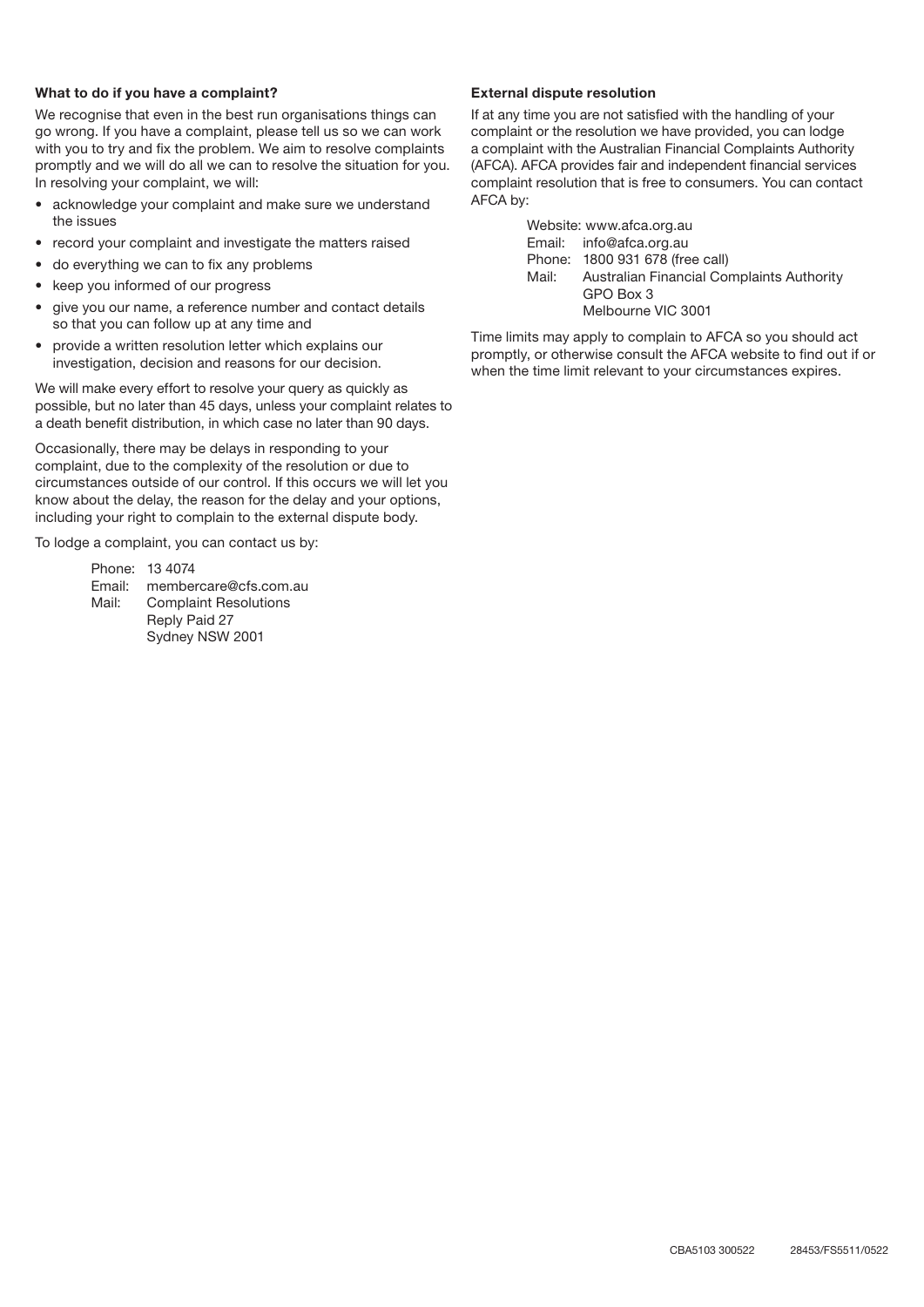### What to do if you have a complaint?

We recognise that even in the best run organisations things can go wrong. If you have a complaint, please tell us so we can work with you to try and fix the problem. We aim to resolve complaints promptly and we will do all we can to resolve the situation for you. In resolving your complaint, we will:

- acknowledge your complaint and make sure we understand the issues
- record your complaint and investigate the matters raised
- do everything we can to fix any problems
- keep you informed of our progress
- give you our name, a reference number and contact details so that you can follow up at any time and
- provide a written resolution letter which explains our investigation, decision and reasons for our decision.

We will make every effort to resolve your query as quickly as possible, but no later than 45 days, unless your complaint relates to a death benefit distribution, in which case no later than 90 days.

Occasionally, there may be delays in responding to your complaint, due to the complexity of the resolution or due to circumstances outside of our control. If this occurs we will let you know about the delay, the reason for the delay and your options, including your right to complain to the external dispute body.

To lodge a complaint, you can contact us by:

Phone: 13 4074
Email: membercare@cfs.com.au
Mail: Complaint Resolutions
Reply Paid 27
Sydney NSW 2001

### External dispute resolution

If at any time you are not satisfied with the handling of your complaint or the resolution we have provided, you can lodge a complaint with the Australian Financial Complaints Authority (AFCA). AFCA provides fair and independent financial services complaint resolution that is free to consumers. You can contact AFCA by:

Website: www.afca.org.au
Email: info@afca.org.au
Phone: 1800 931 678 (free call)
Mail: Australian Financial Complaints Authority
GPO Box 3
Melbourne VIC 3001

Time limits may apply to complain to AFCA so you should act promptly, or otherwise consult the AFCA website to find out if or when the time limit relevant to your circumstances expires.

CBA5103 300522 28453/FS5511/0522